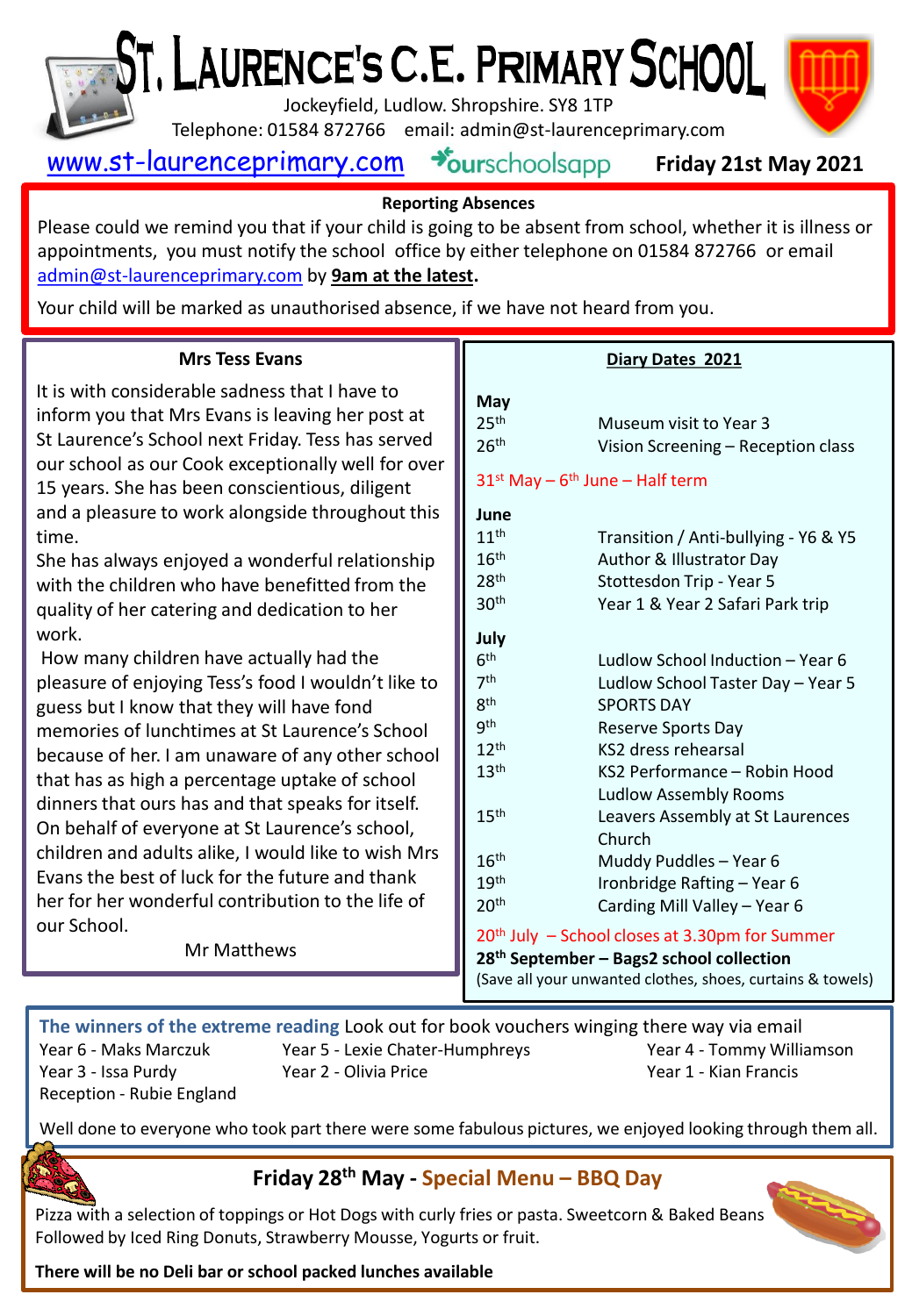# St. Laurence's C.E. Primary School

Jockeyfield, Ludlow. Shropshire. SY8 1TP

Telephone: 01584 872766 email: admin@st-laurenceprimary.com

www.st-laurenceprimary.com ourschoolsapp **Friday 21st May 2021**

**Reporting Absences**

Please could we remind you that if your child is going to be absent from school, whether it is illness or appointments, you must notify the school office by either telephone on 01584 872766 or email admin@st-laurenceprimary.com by **9am at the latest**.

Your child will be marked as unauthorised absence, if we have not heard from you.

## Mrs Tess Evans

It is with considerable sadness that I have to inform you that Mrs Evans is leaving her post at St Laurence's School next Friday. Tess has served our school as our Cook exceptionally well for over 15 years. She has been conscientious, diligent and a pleasure to work alongside throughout this time.

She has always enjoyed a wonderful relationship with the children who have benefitted from the quality of her catering and dedication to her work.

How many children have actually had the pleasure of enjoying Tess's food I wouldn't like to guess but I know that they will have fond memories of lunchtimes at St Laurence's School because of her. I am unaware of any other school that has as high a percentage uptake of school dinners that ours has and that speaks for itself.

On behalf of everyone at St Laurence's school, children and adults alike, I would like to wish Mrs Evans the best of luck for the future and thank her for her wonderful contribution to the life of our School.

Mr Matthews

## Diary Dates 2021

**May**

| | |
|---|---|
| 25th | Museum visit to Year 3 |
| 26th | Vision Screening – Reception class |

31st May – 6th June – Half term

**June**

| | |
|---|---|
| 11th | Transition / Anti-bullying - Y6 & Y5 |
| 16th | Author & Illustrator Day |
| 28th | Stottesdon Trip - Year 5 |
| 30th | Year 1 & Year 2 Safari Park trip |

**July**

| | |
|---|---|
| 6th | Ludlow School Induction – Year 6 |
| 7th | Ludlow School Taster Day – Year 5 |
| 8th | SPORTS DAY |
| 9th | Reserve Sports Day |
| 12th | KS2 dress rehearsal |
| 13th | KS2 Performance – Robin Hood Ludlow Assembly Rooms |
| 15th | Leavers Assembly at St Laurences Church |
| 16th | Muddy Puddles – Year 6 |
| 19th | Ironbridge Rafting – Year 6 |
| 20th | Carding Mill Valley – Year 6 |

20th July – School closes at 3.30pm for Summer

**28th September – Bags2 school collection**
(Save all your unwanted clothes, shoes, curtains & towels)

**The winners of the extreme reading** Look out for book vouchers winging there way via email

Year 6 - Maks Marczuk
Year 5 - Lexie Chater-Humphreys
Year 4 - Tommy Williamson
Year 3 - Issa Purdy
Year 2 - Olivia Price
Year 1 - Kian Francis
Reception - Rubie England

Well done to everyone who took part there were some fabulous pictures, we enjoyed looking through them all.

## Friday 28th May - Special Menu – BBQ Day

Pizza with a selection of toppings or Hot Dogs with curly fries or pasta. Sweetcorn & Baked Beans
Followed by Iced Ring Donuts, Strawberry Mousse, Yogurts or fruit.

**There will be no Deli bar or school packed lunches available**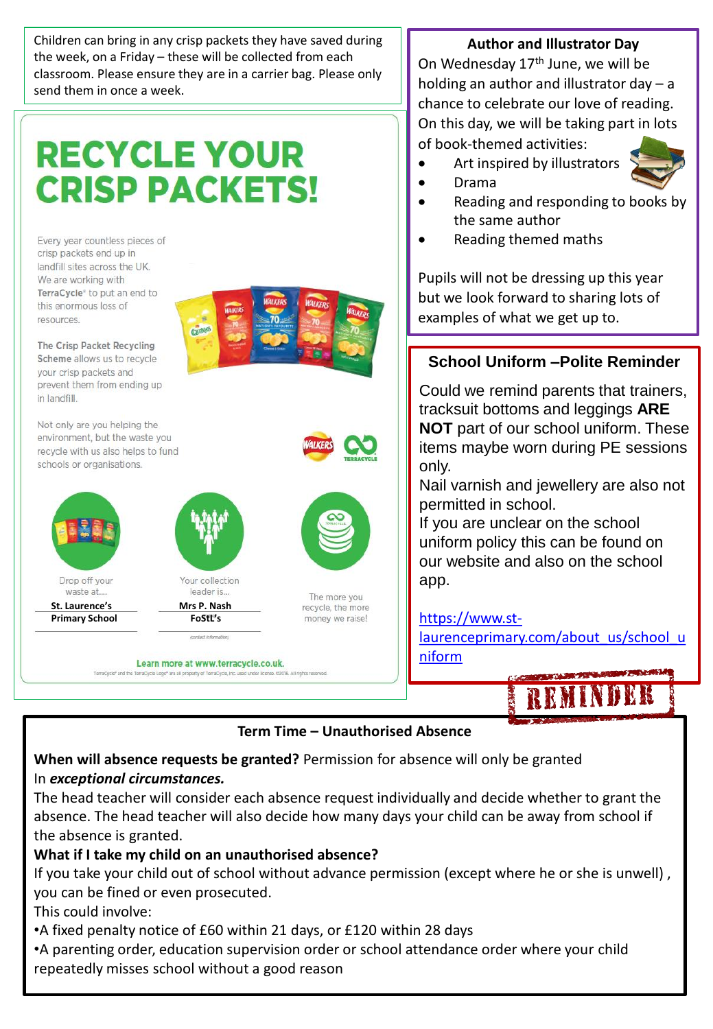Children can bring in any crisp packets they have saved during the week, on a Friday – these will be collected from each classroom. Please ensure they are in a carrier bag. Please only send them in once a week.

# RECYCLE YOUR CRISP PACKETS!

Every year countless pieces of crisp packets end up in landfill sites across the UK. We are working with **TerraCycle**® to put an end to this enormous loss of resources.

**The Crisp Packet Recycling Scheme** allows us to recycle your crisp packets and prevent them from ending up in landfill.

Not only are you helping the environment, but the waste you recycle with us also helps to fund schools or organisations.

Drop off your waste at...
**St. Laurence's Primary School**

Your collection leader is...
**Mrs P. Nash FoStL's**
(contact information)

The more you recycle, the more money we raise!

Learn more at www.terracycle.co.uk.

TerraCycle® and the TerraCycle Logo® are all property of TerraCycle, Inc. used under license. ©2018. All rights reserved.

## Author and Illustrator Day

On Wednesday 17th June, we will be holding an author and illustrator day – a chance to celebrate our love of reading. On this day, we will be taking part in lots of book-themed activities:

- Art inspired by illustrators
- Drama
- Reading and responding to books by the same author
- Reading themed maths

Pupils will not be dressing up this year but we look forward to sharing lots of examples of what we get up to.

## School Uniform –Polite Reminder

Could we remind parents that trainers, tracksuit bottoms and leggings **ARE NOT** part of our school uniform. These items maybe worn during PE sessions only.

Nail varnish and jewellery are also not permitted in school.

If you are unclear on the school uniform policy this can be found on our website and also on the school app.

https://www.st-laurenceprimary.com/about_us/school_uniform

REMINDER

## Term Time – Unauthorised Absence

**When will absence requests be granted?** Permission for absence will only be granted
In ***exceptional circumstances.***

The head teacher will consider each absence request individually and decide whether to grant the absence. The head teacher will also decide how many days your child can be away from school if the absence is granted.

**What if I take my child on an unauthorised absence?**

If you take your child out of school without advance permission (except where he or she is unwell) , you can be fined or even prosecuted.

This could involve:

- A fixed penalty notice of £60 within 21 days, or £120 within 28 days
- A parenting order, education supervision order or school attendance order where your child repeatedly misses school without a good reason